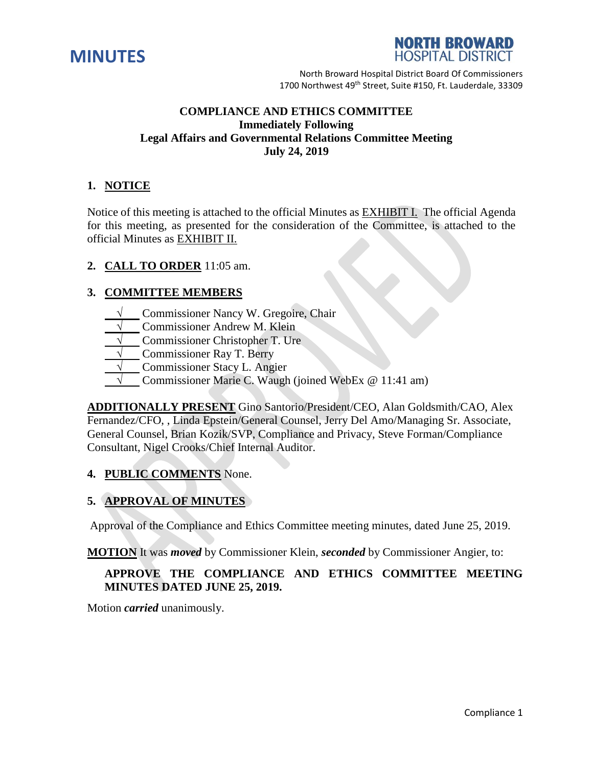# MINUTES

**NORTH BROWARD HOSPITAL DISTRICT**

North Broward Hospital District Board Of Commissioners
1700 Northwest 49th Street, Suite #150, Ft. Lauderdale, 33309

**COMPLIANCE AND ETHICS COMMITTEE**
**Immediately Following**
**Legal Affairs and Governmental Relations Committee Meeting**
**July 24, 2019**

## 1. NOTICE

Notice of this meeting is attached to the official Minutes as EXHIBIT I. The official Agenda for this meeting, as presented for the consideration of the Committee, is attached to the official Minutes as EXHIBIT II.

## 2. CALL TO ORDER 11:05 am.

## 3. COMMITTEE MEMBERS

- √ Commissioner Nancy W. Gregoire, Chair
- √ Commissioner Andrew M. Klein
- √ Commissioner Christopher T. Ure
- √ Commissioner Ray T. Berry
- √ Commissioner Stacy L. Angier
- √ Commissioner Marie C. Waugh (joined WebEx @ 11:41 am)

**ADDITIONALLY PRESENT** Gino Santorio/President/CEO, Alan Goldsmith/CAO, Alex Fernandez/CFO, , Linda Epstein/General Counsel, Jerry Del Amo/Managing Sr. Associate, General Counsel, Brian Kozik/SVP, Compliance and Privacy, Steve Forman/Compliance Consultant, Nigel Crooks/Chief Internal Auditor.

## 4. PUBLIC COMMENTS None.

## 5. APPROVAL OF MINUTES

Approval of the Compliance and Ethics Committee meeting minutes, dated June 25, 2019.

**MOTION** It was ***moved*** by Commissioner Klein, ***seconded*** by Commissioner Angier, to:

**APPROVE THE COMPLIANCE AND ETHICS COMMITTEE MEETING MINUTES DATED JUNE 25, 2019.**

Motion ***carried*** unanimously.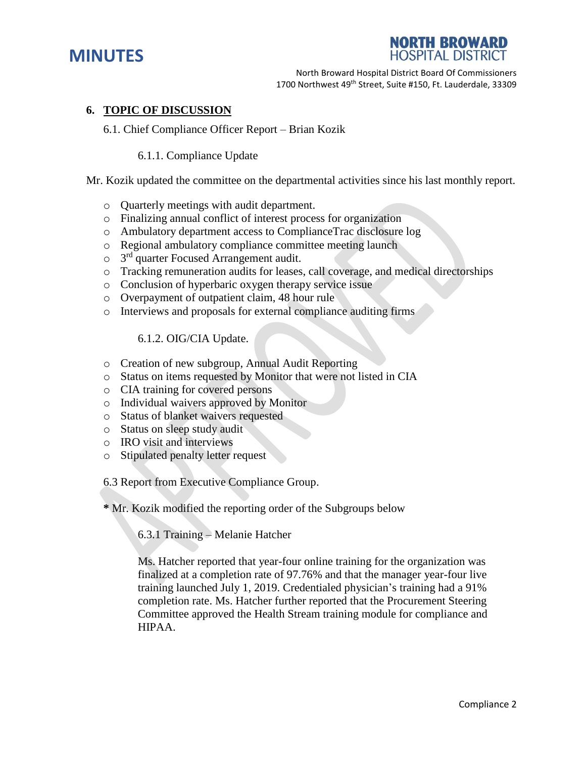## 6. TOPIC OF DISCUSSION

6.1. Chief Compliance Officer Report – Brian Kozik

6.1.1. Compliance Update

Mr. Kozik updated the committee on the departmental activities since his last monthly report.

- Quarterly meetings with audit department.
- Finalizing annual conflict of interest process for organization
- Ambulatory department access to ComplianceTrac disclosure log
- Regional ambulatory compliance committee meeting launch
- 3rd quarter Focused Arrangement audit.
- Tracking remuneration audits for leases, call coverage, and medical directorships
- Conclusion of hyperbaric oxygen therapy service issue
- Overpayment of outpatient claim, 48 hour rule
- Interviews and proposals for external compliance auditing firms

6.1.2. OIG/CIA Update.

- Creation of new subgroup, Annual Audit Reporting
- Status on items requested by Monitor that were not listed in CIA
- CIA training for covered persons
- Individual waivers approved by Monitor
- Status of blanket waivers requested
- Status on sleep study audit
- IRO visit and interviews
- Stipulated penalty letter request

6.3 Report from Executive Compliance Group.

**\*** Mr. Kozik modified the reporting order of the Subgroups below

6.3.1 Training – Melanie Hatcher

Ms. Hatcher reported that year-four online training for the organization was finalized at a completion rate of 97.76% and that the manager year-four live training launched July 1, 2019. Credentialed physician's training had a 91% completion rate. Ms. Hatcher further reported that the Procurement Steering Committee approved the Health Stream training module for compliance and HIPAA.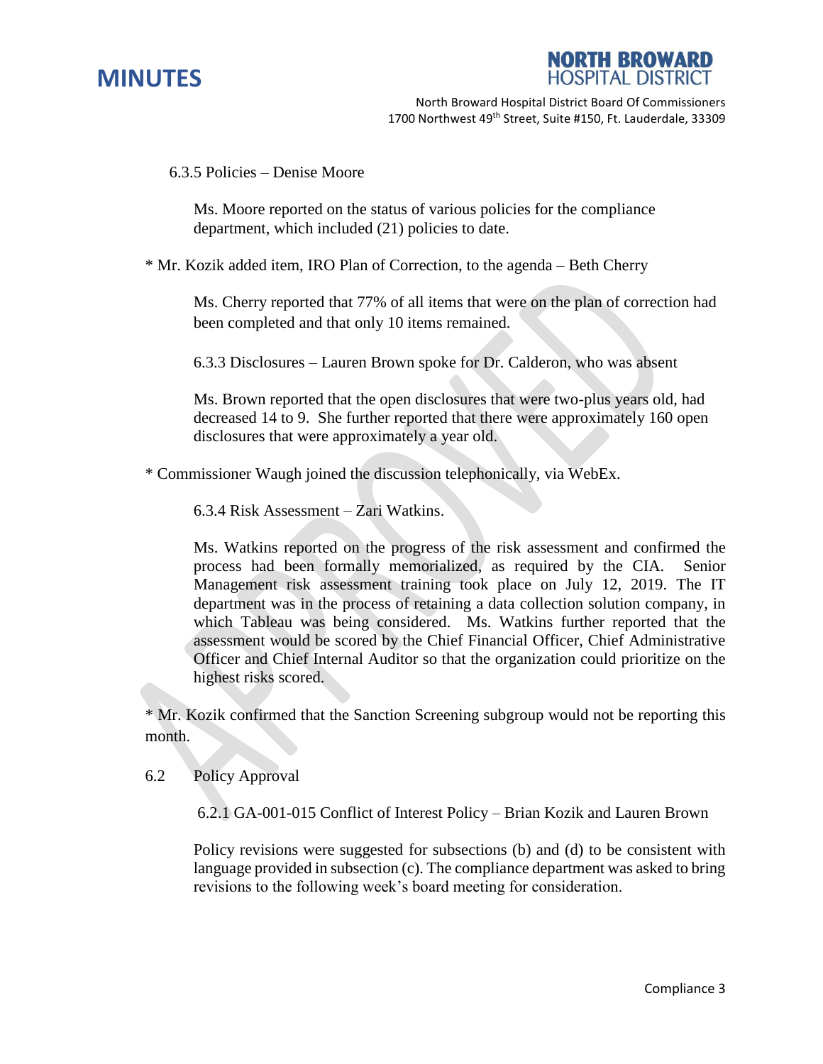6.3.5 Policies – Denise Moore

Ms. Moore reported on the status of various policies for the compliance department, which included (21) policies to date.

* Mr. Kozik added item, IRO Plan of Correction, to the agenda – Beth Cherry

Ms. Cherry reported that 77% of all items that were on the plan of correction had been completed and that only 10 items remained.

6.3.3 Disclosures – Lauren Brown spoke for Dr. Calderon, who was absent

Ms. Brown reported that the open disclosures that were two-plus years old, had decreased 14 to 9. She further reported that there were approximately 160 open disclosures that were approximately a year old.

* Commissioner Waugh joined the discussion telephonically, via WebEx.

6.3.4 Risk Assessment – Zari Watkins.

Ms. Watkins reported on the progress of the risk assessment and confirmed the process had been formally memorialized, as required by the CIA. Senior Management risk assessment training took place on July 12, 2019. The IT department was in the process of retaining a data collection solution company, in which Tableau was being considered. Ms. Watkins further reported that the assessment would be scored by the Chief Financial Officer, Chief Administrative Officer and Chief Internal Auditor so that the organization could prioritize on the highest risks scored.

* Mr. Kozik confirmed that the Sanction Screening subgroup would not be reporting this month.

6.2 Policy Approval

6.2.1 GA-001-015 Conflict of Interest Policy – Brian Kozik and Lauren Brown

Policy revisions were suggested for subsections (b) and (d) to be consistent with language provided in subsection (c). The compliance department was asked to bring revisions to the following week's board meeting for consideration.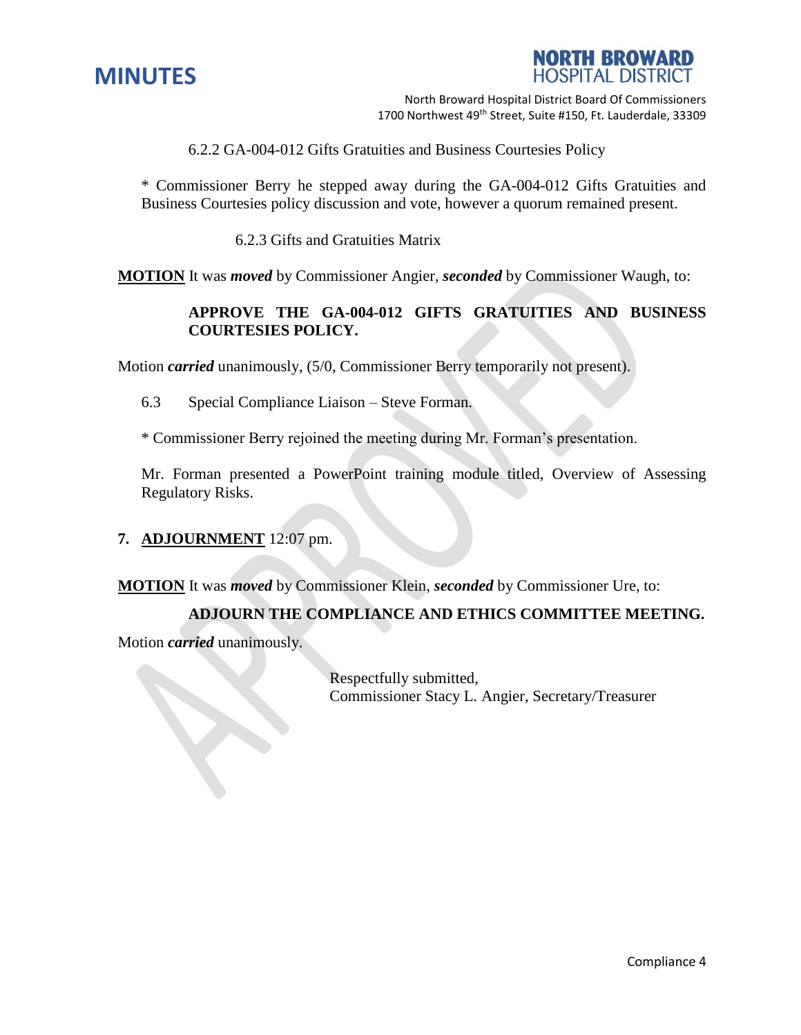6.2.2 GA-004-012 Gifts Gratuities and Business Courtesies Policy

* Commissioner Berry he stepped away during the GA-004-012 Gifts Gratuities and Business Courtesies policy discussion and vote, however a quorum remained present.

6.2.3 Gifts and Gratuities Matrix

**MOTION** It was ***moved*** by Commissioner Angier, ***seconded*** by Commissioner Waugh, to:

**APPROVE THE GA-004-012 GIFTS GRATUITIES AND BUSINESS COURTESIES POLICY.**

Motion ***carried*** unanimously, (5/0, Commissioner Berry temporarily not present).

6.3 Special Compliance Liaison – Steve Forman.

* Commissioner Berry rejoined the meeting during Mr. Forman's presentation.

Mr. Forman presented a PowerPoint training module titled, Overview of Assessing Regulatory Risks.

**7. ADJOURNMENT** 12:07 pm.

**MOTION** It was ***moved*** by Commissioner Klein, ***seconded*** by Commissioner Ure, to:

**ADJOURN THE COMPLIANCE AND ETHICS COMMITTEE MEETING.**

Motion ***carried*** unanimously.

Respectfully submitted,
Commissioner Stacy L. Angier, Secretary/Treasurer